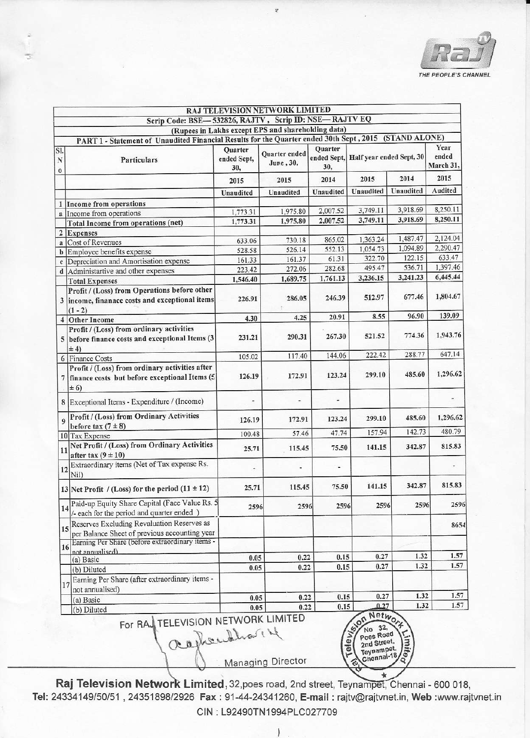THE PEOPLE'S CHANNEL

| | RAJ TELEVISION NETWORK LIMITED | | | | | | |
|---|---|---|---|---|---|---|---|
| | Scrip Code: BSE— 532826, RAJTV , Scrip ID: NSE— RAJTV EQ | | | | | | |
| | (Rupees in Lakhs except EPS and shareholding data) | | | | | | |
| | PART 1 - Statement of Unaudited Financial Results for the Quarter ended 30th Sept , 2015 (STAND ALONE) | | | | | | |
| Sl. No | Particulars | Quarter ended Sept, 30, | Quarter ended June , 30, | Quarter ended Sept, 30, | Half year ended Sept, 30 | | Year ended March 31, |
| | | 2015 | 2015 | 2014 | 2015 | 2014 | 2015 |
| | | Unaudited | Unaudited | Unaudited | Unaudited | Unaudited | Audited |
| 1 | Income from operations | | | | | | |
| a | Income from operations | 1,773.31 | 1,975.80 | 2,007.52 | 3,749.11 | 3,918.69 | 8,250.11 |
| | **Total Income from operations (net)** | **1,773.31** | **1,975.80** | **2,007.52** | **3,749.11** | **3,918.69** | **8,250.11** |
| 2 | Expenses | | | | | | |
| a | Cost of Revenues | 633.06 | 730.18 | 865.02 | 1,363.24 | 1,487.47 | 2,124.04 |
| b | Employee benefits expense | 528.58 | 526.14 | 552.13 | 1,054.73 | 1,094.89 | 2,290.47 |
| c | Depreciation and Amortisation expense | 161.33 | 161.37 | 61.31 | 322.70 | 122.15 | 633.47 |
| d | Administartive and other expenses | 223.42 | 272.06 | 282.68 | 495.47 | 536.71 | 1,397.46 |
| | **Total Expenses** | **1,546.40** | **1,689.75** | **1,761.13** | **3,236.15** | **3,241.23** | **6,445.44** |
| 3 | **Profit / (Loss) from Operations before other income, finanace costs and exceptional items (1 - 2)** | **226.91** | **286.05** | **246.39** | **512.97** | **677.46** | **1,804.67** |
| 4 | **Other Income** | **4.30** | **4.25** | **20.91** | **8.55** | **96.90** | **139.09** |
| 5 | **Profit / (Loss) from ordinary activities before finance costs and exceptional Items (3 ± 4)** | **231.21** | **290.31** | **267.30** | **521.52** | **774.36** | **1,943.76** |
| 6 | Finance Costs | 105.02 | 117.40 | 144.06 | 222.42 | 288.77 | 647.14 |
| 7 | **Profit / (Loss) from ordinary activities after finance costs but before exceptional Items (5 ± 6)** | **126.19** | **172.91** | **123.24** | **299.10** | **485.60** | **1,296.62** |
| 8 | Exceptional Items - Expenditure / (Income) | - | - | - | | | - |
| 9 | **Profit / (Loss) from Ordinary Activities before tax (7 ± 8)** | **126.19** | **172.91** | **123.24** | **299.10** | **485.60** | **1,296.62** |
| 10 | Tax Expense | 100.48 | 57.46 | 47.74 | 157.94 | 142.73 | 480.79 |
| 11 | **Net Profit / (Loss) from Ordinary Activities after tax (9 ± 10)** | **25.71** | **115.45** | **75.50** | **141.15** | **342.87** | **815.83** |
| 12 | Extraordinary items (Net of Tax expense Rs. Nil) | - | - | - | | | - |
| 13 | **Net Profit / (Loss) for the period (11 ± 12)** | **25.71** | **115.45** | **75.50** | **141.15** | **342.87** | **815.83** |
| 14 | Paid-up Equity Share Capital (Face Value Rs. 5 /- each for the period and quarter ended ) | 2596 | 2596 | 2596 | 2596 | 2596 | 2596 |
| 15 | Reserves Excluding Revaluation Reserves as per Balance Sheet of previous accounting year | | | | | | 8654 |
| 16 | Earning Per Share (before extraordinary items - not annualised) | | | | | | |
| | (a) Basic | 0.05 | 0.22 | 0.15 | 0.27 | 1.32 | 1.57 |
| | (b) Diluted | 0.05 | 0.22 | 0.15 | 0.27 | 1.32 | 1.57 |
| 17 | Earning Per Share (after extraordinary items - not annualised) | | | | | | |
| | (a) Basic | 0.05 | 0.22 | 0.15 | 0.27 | 1.32 | 1.57 |
| | (b) Diluted | 0.05 | 0.22 | 0.15 | 0.27 | 1.32 | 1.57 |

For RAJ TELEVISION NETWORK LIMITED

Managing Director

**Raj Television Network Limited**, 32,poes road, 2nd street, Teynampet, Chennai - 600 018,
Tel: 24334149/50/51 , 24351898/2926 Fax : 91-44-24341260, E-mail : rajtv@rajtvnet.in, Web :www.rajtvnet.in
CIN : L92490TN1994PLC027709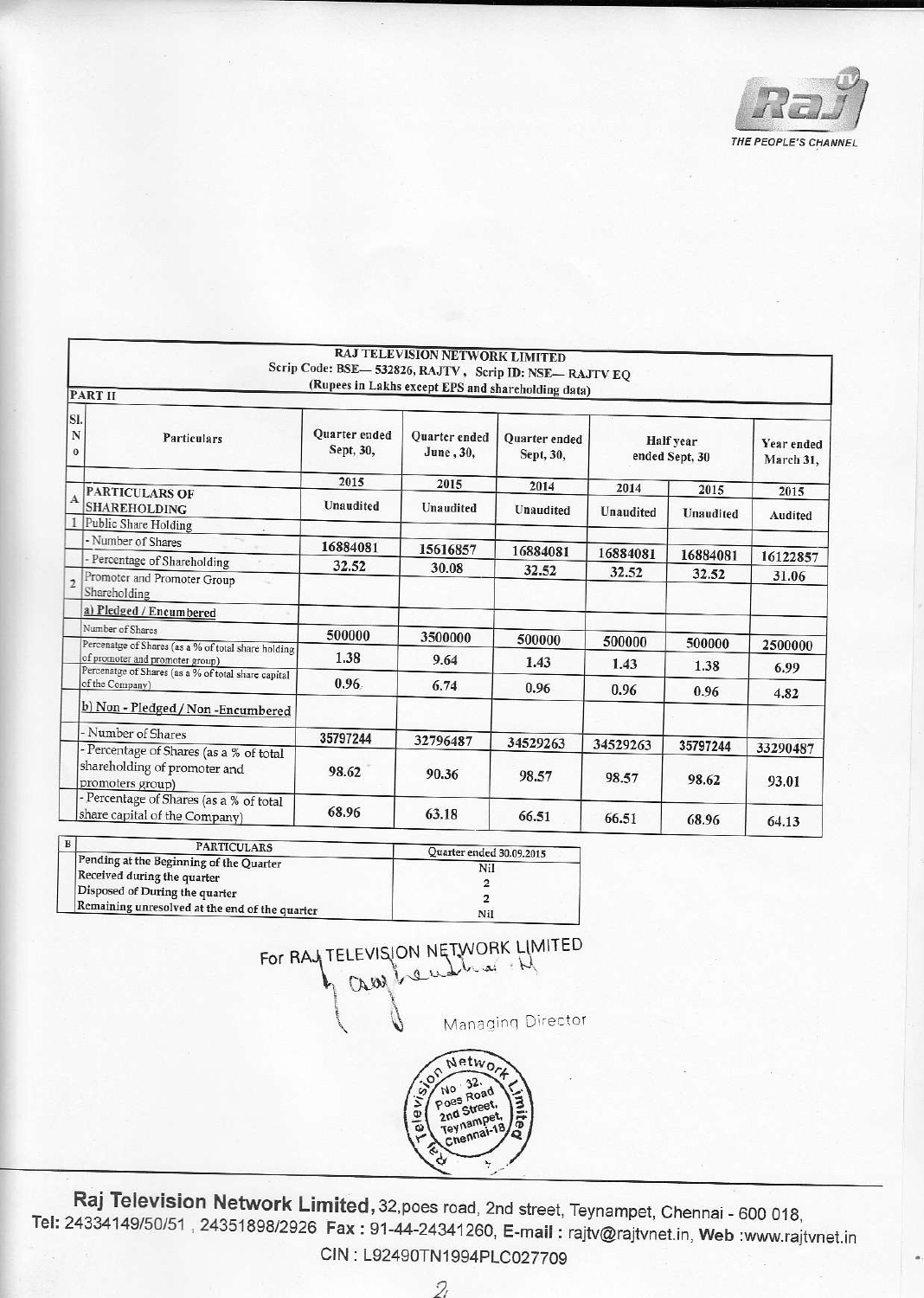THE PEOPLE'S CHANNEL

**RAJ TELEVISION NETWORK LIMITED**
**Scrip Code: BSE— 532826, RAJTV , Scrip ID: NSE— RAJTV EQ**
**(Rupees in Lakhs except EPS and shareholding data)**

**PART II**

| Sl. No | Particulars | Quarter ended Sept, 30, | Quarter ended June , 30, | Quarter ended Sept, 30, | Half year ended Sept, 30 | | Year ended March 31, |
|---|---|---|---|---|---|---|---|
| | | 2015 | 2015 | 2014 | 2014 | 2015 | 2015 |
| A | PARTICULARS OF SHAREHOLDING | Unaudited | Unaudited | Unaudited | Unaudited | Unaudited | Audited |
| 1 | Public Share Holding | | | | | | |
| | - Number of Shares | 16884081 | 15616857 | 16884081 | 16884081 | 16884081 | 16122857 |
| | - Percentage of Shareholding | 32.52 | 30.08 | 32.52 | 32.52 | 32.52 | 31.06 |
| 2 | Promoter and Promoter Group Shareholding | | | | | | |
| | a) Pledged / Encumbered | | | | | | |
| | Number of Shares | 500000 | 3500000 | 500000 | 500000 | 500000 | 2500000 |
| | Percenatge of Shares (as a % of total share holding of promoter and promoter group) | 1.38 | 9.64 | 1.43 | 1.43 | 1.38 | 6.99 |
| | Percenatge of Shares (as a % of total share capital of the Company) | 0.96 | 6.74 | 0.96 | 0.96 | 0.96 | 4.82 |
| | b) Non - Pledged / Non -Encumbered | | | | | | |
| | - Number of Shares | 35797244 | 32796487 | 34529263 | 34529263 | 35797244 | 33290487 |
| | - Percentage of Shares (as a % of total shareholding of promoter and promoters group) | 98.62 | 90.36 | 98.57 | 98.57 | 98.62 | 93.01 |
| | - Percentage of Shares (as a % of total share capital of the Company) | 68.96 | 63.18 | 66.51 | 66.51 | 68.96 | 64.13 |

| B | PARTICULARS | Quarter ended 30.09.2015 |
|---|---|---|
| | Pending at the Beginning of the Quarter | Nil |
| | Received during the quarter | 2 |
| | Disposed of During the quarter | 2 |
| | Remaining unresolved at the end of the quarter | Nil |

For RAJ TELEVISION NETWORK LIMITED

Managing Director

Raj Television Network Limited, No 32, Poes Road, 2nd Street, Teynampet, Chennai-18

**Raj Television Network Limited,** 32,poes road, 2nd street, Teynampet, Chennai - 600 018,
**Tel:** 24334149/50/51 , 24351898/2926 **Fax :** 91-44-24341260, **E-mail :** rajtv@rajtvnet.in, **Web** :www.rajtvnet.in
CIN : L92490TN1994PLC027709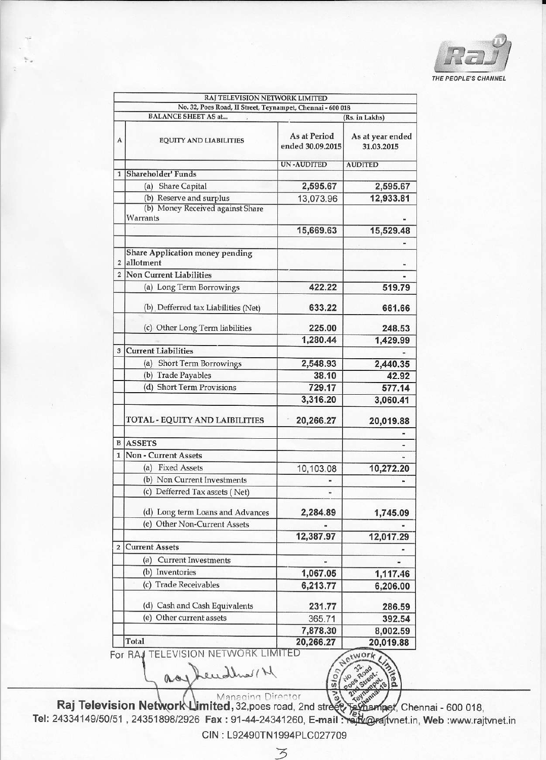THE PEOPLE'S CHANNEL

| RAJ TELEVISION NETWORK LIMITED | | |
|---|---|---|
| No. 32, Poes Road, II Street, Teynampet, Chennai - 600 018 | | |
| BALANCE SHEET AS at... | | (Rs. in Lakhs) |
| A EQUITY AND LIABILITIES | As at Period ended 30.09.2015 | As at year ended 31.03.2015 |
| | UN -AUDITED | AUDITED |
| 1 Shareholder' Funds | | |
| (a) Share Capital | 2,595.67 | 2,595.67 |
| (b) Reserve and surplus | 13,073.96 | 12,933.81 |
| (b) Money Received against Share Warrants | | - |
| | 15,669.63 | 15,529.48 |
| | | - |
| 2 Share Application money pending allotment | | - |
| 2 Non Current Liabilities | | - |
| (a) Long Term Borrowings | 422.22 | 519.79 |
| (b) Defferred tax Liabilities (Net) | 633.22 | 661.66 |
| (c) Other Long Term liabilities | 225.00 | 248.53 |
| | 1,280.44 | 1,429.99 |
| 3 Current Liabilities | | - |
| (a) Short Term Borrowings | 2,548.93 | 2,440.35 |
| (b) Trade Payables | 38.10 | 42.92 |
| (d) Short Term Provisions | 729.17 | 577.14 |
| | 3,316.20 | 3,060.41 |
| TOTAL - EQUITY AND LAIBILITIES | 20,266.27 | 20,019.88 |
| | | - |
| B ASSETS | | - |
| 1 Non - Current Assets | | - |
| (a) Fixed Assets | 10,103.08 | 10,272.20 |
| (b) Non Current Investments | - | - |
| (c) Defferred Tax assets ( Net) | - | |
| (d) Long term Loans and Advances | 2,284.89 | 1,745.09 |
| (e) Other Non-Current Assets | - | - |
| | 12,387.97 | 12,017.29 |
| 2 Current Assets | | - |
| (a) Current Investments | - | - |
| (b) Inventories | 1,067.05 | 1,117.46 |
| (c) Trade Receivables | 6,213.77 | 6,206.00 |
| (d) Cash and Cash Equivalents | 231.77 | 286.59 |
| (e) Other current assets | 365.71 | 392.54 |
| | 7,878.30 | 8,002.59 |
| Total | 20,266.27 | 20,019.88 |

For RAJ TELEVISION NETWORK LIMITED

Managing Director

**Raj Television Network Limited**, 32,poes road, 2nd street, Teynampet, Chennai - 600 018,
Tel: 24334149/50/51 , 24351898/2926 **Fax** : 91-44-24341260, **E-mail** : rajtv@rajtvnet.in, **Web** :www.rajtvnet.in
CIN : L92490TN1994PLC027709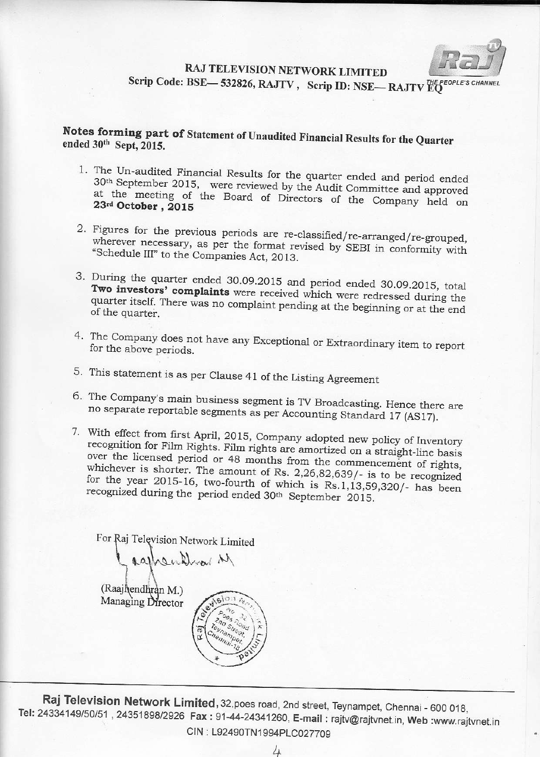# RAJ TELEVISION NETWORK LIMITED

Scrip Code: BSE— 532826, RAJTV , Scrip ID: NSE— RAJTV EQ

THE PEOPLE'S CHANNEL

**Notes forming part of** Statement of Unaudited Financial Results for the Quarter ended 30th Sept, 2015.

1. The Un-audited Financial Results for the quarter ended and period ended 30th September 2015, were reviewed by the Audit Committee and approved at the meeting of the Board of Directors of the Company held on **23rd October , 2015**
2. Figures for the previous periods are re-classified/re-arranged/re-grouped, wherever necessary, as per the format revised by SEBI in conformity with "Schedule III" to the Companies Act, 2013.
3. During the quarter ended 30.09.2015 and period ended 30.09.2015, total **Two investors' complaints** were received which were redressed during the quarter itself. There was no complaint pending at the beginning or at the end of the quarter.
4. The Company does not have any Exceptional or Extraordinary item to report for the above periods.
5. This statement is as per Clause 41 of the Listing Agreement
6. The Company's main business segment is TV Broadcasting. Hence there are no separate reportable segments as per Accounting Standard 17 (AS17).
7. With effect from first April, 2015, Company adopted new policy of Inventory recognition for Film Rights. Film rights are amortized on a straight-line basis over the licensed period or 48 months from the commencement of rights, whichever is shorter. The amount of Rs. 2,26,82,639/- is to be recognized for the year 2015-16, two-fourth of which is Rs.1,13,59,320/- has been recognized during the period ended 30th September 2015.

For Raj Television Network Limited

(Raajhendhran M.)
Managing Director

**Raj Television Network Limited**, 32,poes road, 2nd street, Teynampet, Chennai - 600 018,
**Tel:** 24334149/50/51 , 24351898/2926 **Fax :** 91-44-24341260, **E-mail :** rajtv@rajtvnet.in, **Web** :www.rajtvnet.in
CIN : L92490TN1994PLC027709